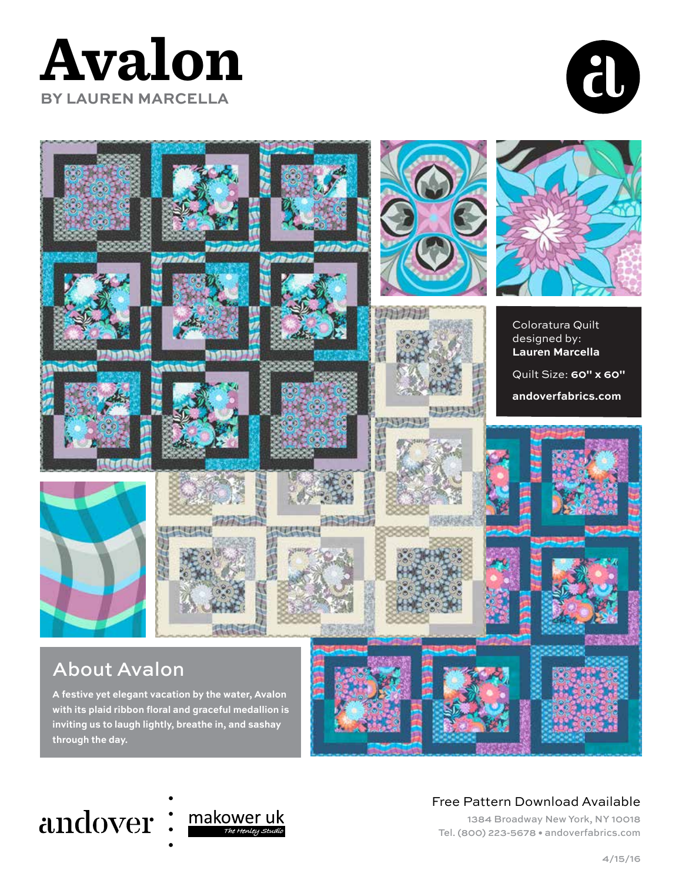# Avalon

**BY LAUREN MARCELLA**

Coloratura Quilt designed by:
**Lauren Marcella**

Quilt Size: **60" x 60"**

**andoverfabrics.com**

## About Avalon

**A festive yet elegant vacation by the water, Avalon with its plaid ribbon floral and graceful medallion is inviting us to laugh lightly, breathe in, and sashay through the day.**

andover : makower uk *The Henley Studio*

Free Pattern Download Available

1384 Broadway New York, NY 10018
Tel. (800) 223-5678 • andoverfabrics.com

4/15/16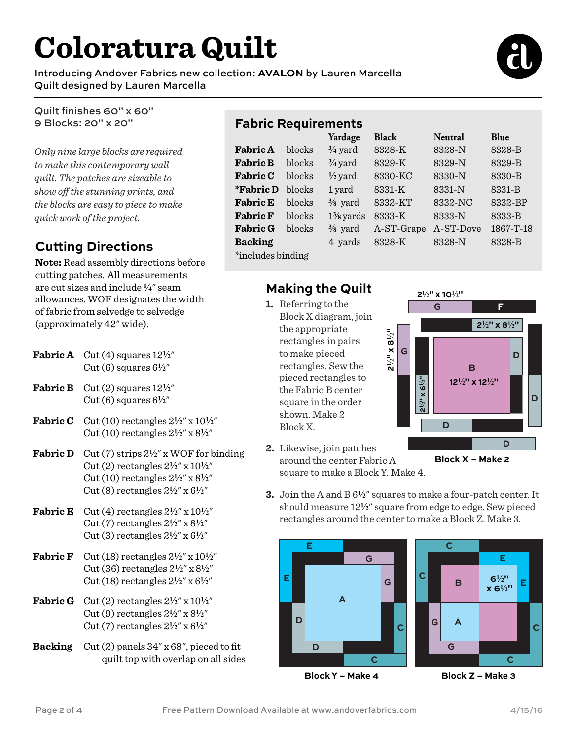# Coloratura Quilt

Introducing Andover Fabrics new collection: **AVALON** by Lauren Marcella
Quilt designed by Lauren Marcella

Quilt finishes 60" x 60"
9 Blocks: 20" x 20"

*Only nine large blocks are required to make this contemporary wall quilt. The patches are sizeable to show off the stunning prints, and the blocks are easy to piece to make quick work of the project.*

## Fabric Requirements

| | | Yardage | Black | Neutral | Blue |
|---|---|---|---|---|---|
| **Fabric A** | blocks | ¾ yard | 8328-K | 8328-N | 8328-B |
| **Fabric B** | blocks | ¾ yard | 8329-K | 8329-N | 8329-B |
| **Fabric C** | blocks | ½ yard | 8330-KC | 8330-N | 8330-B |
| ***Fabric D** | blocks | 1 yard | 8331-K | 8331-N | 8331-B |
| **Fabric E** | blocks | ⅜ yard | 8332-KT | 8332-NC | 8332-BP |
| **Fabric F** | blocks | 1⅜ yards | 8333-K | 8333-N | 8333-B |
| **Fabric G** | blocks | ⅜ yard | A-ST-Grape | A-ST-Dove | 1867-T-18 |
| **Backing** | | 4 yards | 8328-K | 8328-N | 8328-B |

*includes binding

## Cutting Directions

**Note:** Read assembly directions before cutting patches. All measurements are cut sizes and include ¼" seam allowances. WOF designates the width of fabric from selvedge to selvedge (approximately 42" wide).

**Fabric A**
Cut (4) squares 12½"
Cut (6) squares 6½"

**Fabric B**
Cut (2) squares 12½"
Cut (6) squares 6½"

**Fabric C**
Cut (10) rectangles 2½" x 10½"
Cut (10) rectangles 2½" x 8½"

**Fabric D**
Cut (7) strips 2½" x WOF for binding
Cut (2) rectangles 2½" x 10½"
Cut (10) rectangles 2½" x 8½"
Cut (8) rectangles 2½" x 6½"

**Fabric E**
Cut (4) rectangles 2½" x 10½"
Cut (7) rectangles 2½" x 8½"
Cut (3) rectangles 2½" x 6½"

**Fabric F**
Cut (18) rectangles 2½" x 10½"
Cut (36) rectangles 2½" x 8½"
Cut (18) rectangles 2½" x 6½"

**Fabric G**
Cut (2) rectangles 2½" x 10½"
Cut (9) rectangles 2½" x 8½"
Cut (7) rectangles 2½" x 6½"

**Backing**
Cut (2) panels 34" x 68", pieced to fit quilt top with overlap on all sides

## Making the Quilt

1. Referring to the Block X diagram, join the appropriate rectangles in pairs to make pieced rectangles. Sew the pieced rectangles to the Fabric B center square in the order shown. Make 2 Block X.

2. Likewise, join patches around the center Fabric A square to make a Block Y. Make 4.

3. Join the A and B 6½" squares to make a four-patch center. It should measure 12½" square from edge to edge. Sew pieced rectangles around the center to make a Block Z. Make 3.

Block X – Make 2

Block Y – Make 4

Block Z – Make 3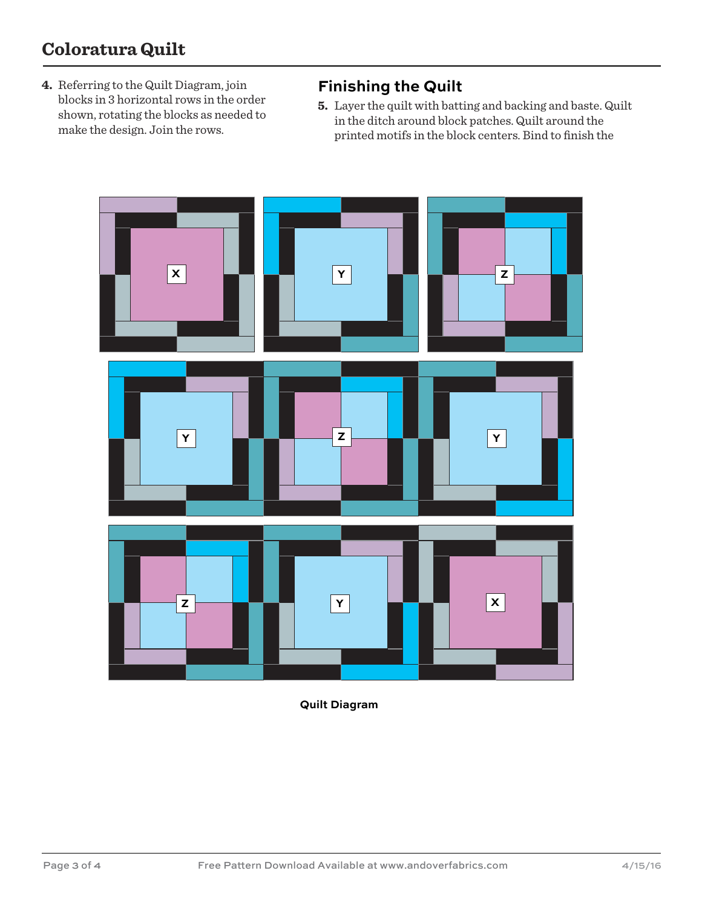4. Referring to the Quilt Diagram, join blocks in 3 horizontal rows in the order shown, rotating the blocks as needed to make the design. Join the rows.

## Finishing the Quilt

5. Layer the quilt with batting and backing and baste. Quilt in the ditch around block patches. Quilt around the printed motifs in the block centers. Bind to finish the

Quilt Diagram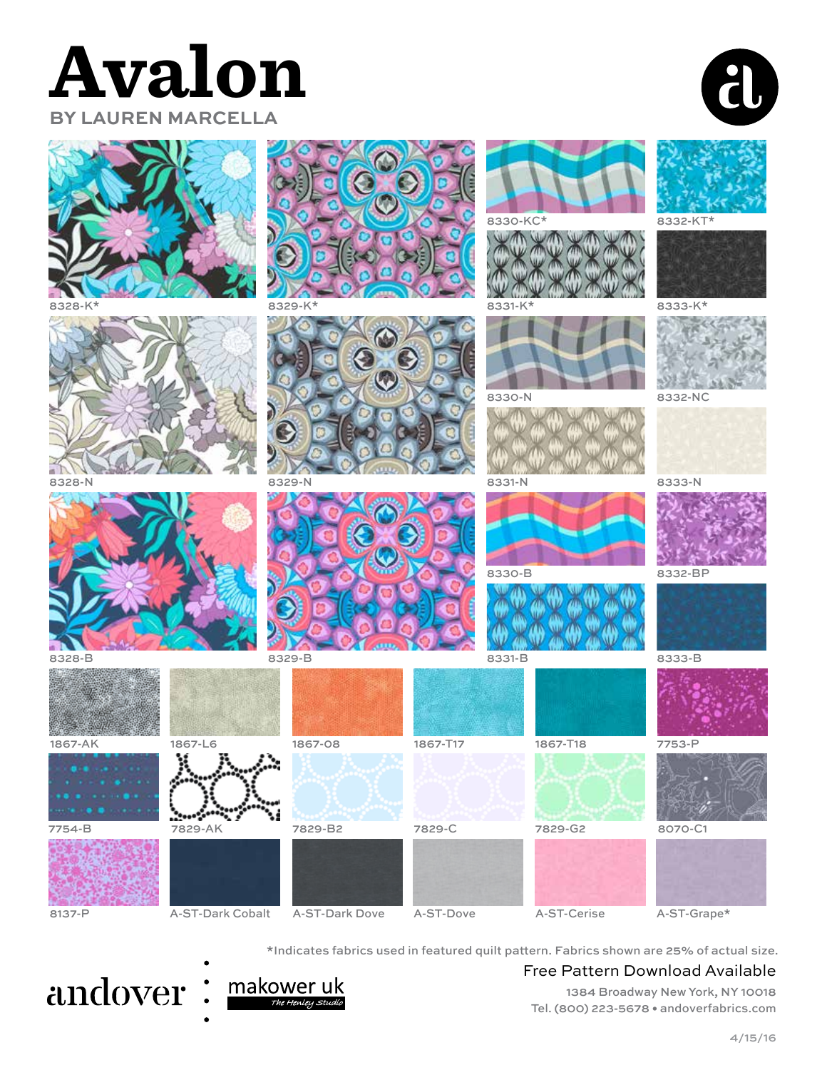# Avalon

BY LAUREN MARCELLA

8328-K*

8329-K*

8330-KC*

8332-KT*

8331-K*

8333-K*

8328-N

8329-N

8330-N

8332-NC

8331-N

8333-N

8328-B

8329-B

8330-B

8332-BP

8331-B

8333-B

1867-AK

1867-L6

1867-08

1867-T17

1867-T18

7753-P

7754-B

7829-AK

7829-B2

7829-C

7829-G2

8070-C1

8137-P

A-ST-Dark Cobalt

A-ST-Dark Dove

A-ST-Dove

A-ST-Cerise

A-ST-Grape*

*Indicates fabrics used in featured quilt pattern. Fabrics shown are 25% of actual size.

Free Pattern Download Available

andover

makower uk

The Henley Studio

1384 Broadway New York, NY 10018
Tel. (800) 223-5678 • andoverfabrics.com

4/15/16